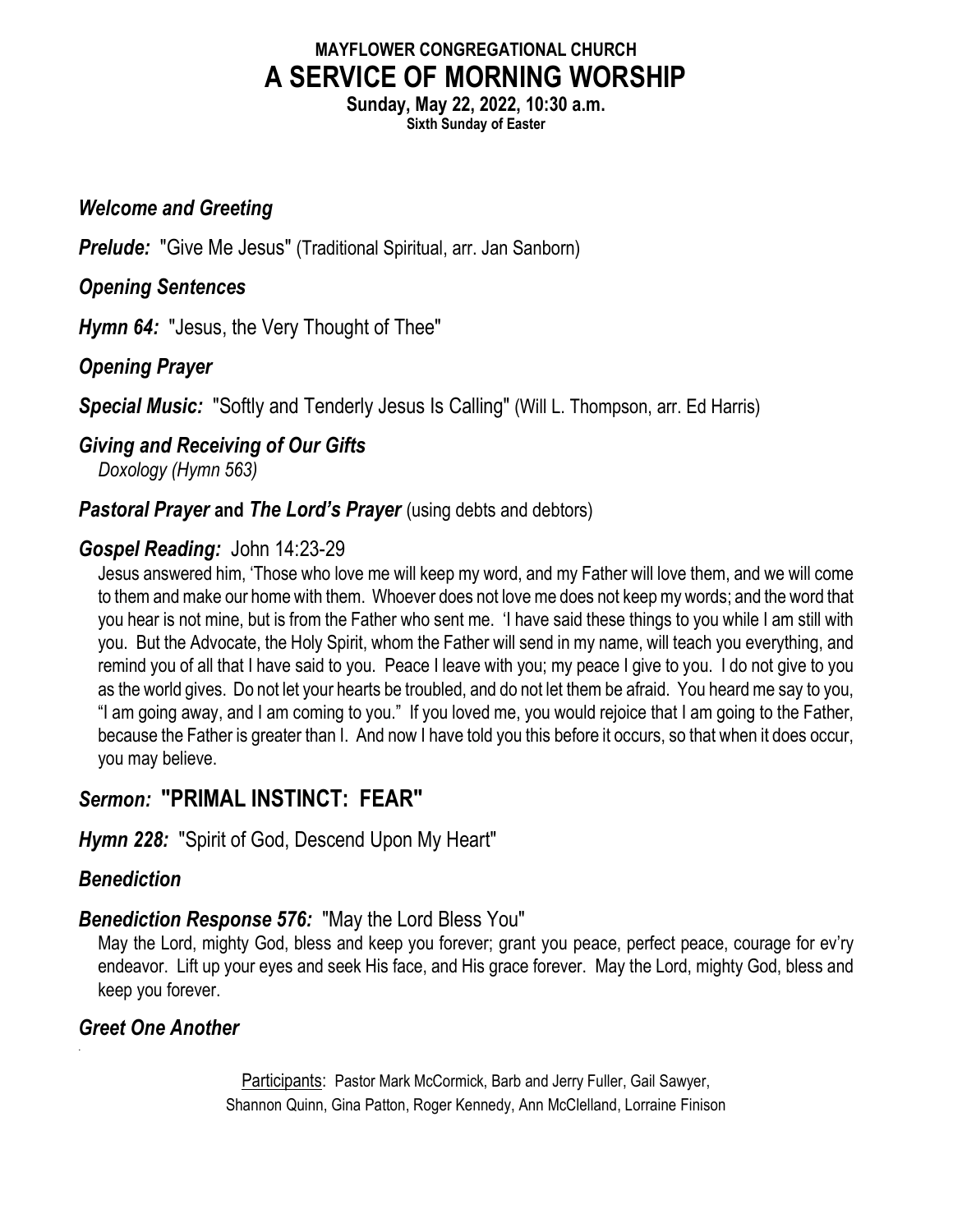**MAYFLOWER CONGREGATIONAL CHURCH**

# A SERVICE OF MORNING WORSHIP

**Sunday, May 22, 2022, 10:30 a.m.**
**Sixth Sunday of Easter**

***Welcome and Greeting***

***Prelude:*** "Give Me Jesus" (Traditional Spiritual, arr. Jan Sanborn)

***Opening Sentences***

***Hymn 64:*** "Jesus, the Very Thought of Thee"

***Opening Prayer***

***Special Music:*** "Softly and Tenderly Jesus Is Calling" (Will L. Thompson, arr. Ed Harris)

***Giving and Receiving of Our Gifts***
*Doxology (Hymn 563)*

***Pastoral Prayer* and *The Lord's Prayer*** (using debts and debtors)

***Gospel Reading:*** John 14:23-29

Jesus answered him, 'Those who love me will keep my word, and my Father will love them, and we will come to them and make our home with them. Whoever does not love me does not keep my words; and the word that you hear is not mine, but is from the Father who sent me. 'I have said these things to you while I am still with you. But the Advocate, the Holy Spirit, whom the Father will send in my name, will teach you everything, and remind you of all that I have said to you. Peace I leave with you; my peace I give to you. I do not give to you as the world gives. Do not let your hearts be troubled, and do not let them be afraid. You heard me say to you, "I am going away, and I am coming to you." If you loved me, you would rejoice that I am going to the Father, because the Father is greater than I. And now I have told you this before it occurs, so that when it does occur, you may believe.

***Sermon:*** **"PRIMAL INSTINCT: FEAR"**

***Hymn 228:*** "Spirit of God, Descend Upon My Heart"

***Benediction***

***Benediction Response 576:*** "May the Lord Bless You"

May the Lord, mighty God, bless and keep you forever; grant you peace, perfect peace, courage for ev'ry endeavor. Lift up your eyes and seek His face, and His grace forever. May the Lord, mighty God, bless and keep you forever.

***Greet One Another***

Participants: Pastor Mark McCormick, Barb and Jerry Fuller, Gail Sawyer, Shannon Quinn, Gina Patton, Roger Kennedy, Ann McClelland, Lorraine Finison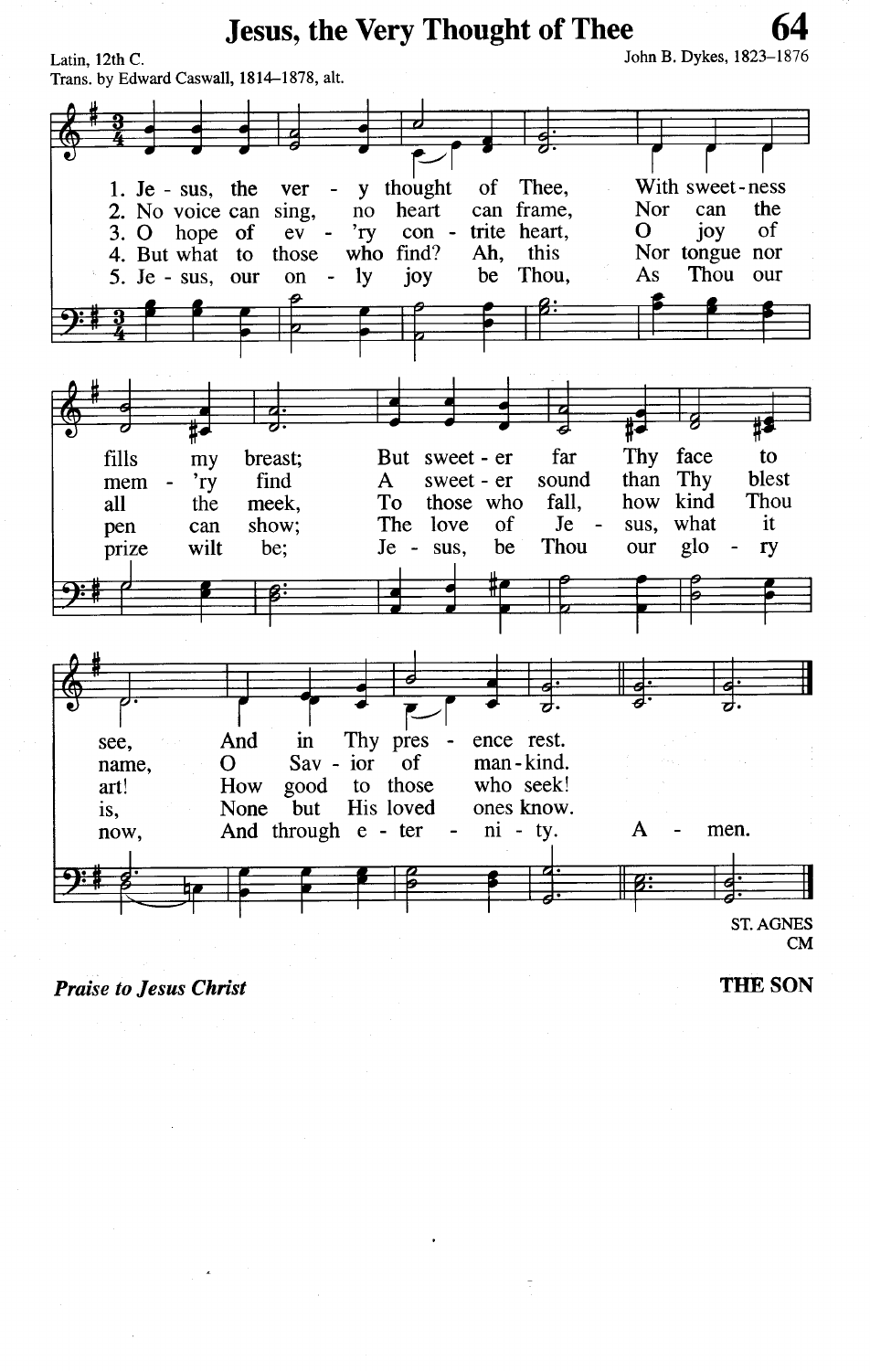# Jesus, the Very Thought of Thee

Latin, 12th C.
Trans. by Edward Caswall, 1814–1878, alt.

John B. Dykes, 1823–1876

1. Jesus, the very thought of Thee, With sweetness fills my breast; But sweeter far Thy face to see, And in Thy presence rest.

2. No voice can sing, no heart can frame, Nor can the mem'ry find A sweeter sound than Thy blest name, O Savior of mankind.

3. O hope of ev'ry contrite heart, O joy of all the meek, To those who fall, how kind Thou art! How good to those who seek!

4. But what to those who find? Ah, this Nor tongue nor pen can show; The love of Jesus, what it is, None but His loved ones know.

5. Jesus, our only joy be Thou, As Thou our prize wilt be; Jesus, be Thou our glory now, And through eternity. Amen.

ST. AGNES
CM

***Praise to Jesus Christ***

**THE SON**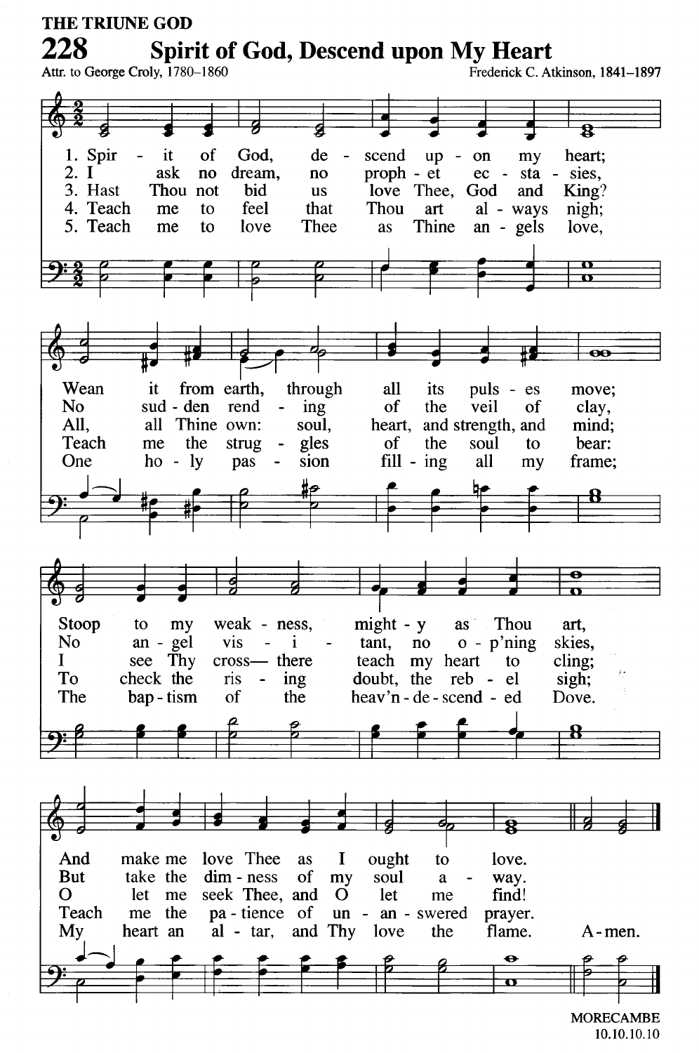THE TRIUNE GOD

# 228 Spirit of God, Descend upon My Heart

Attr. to George Croly, 1780–1860

Frederick C. Atkinson, 1841–1897

1. Spirit of God, descend upon my heart;
Wean it from earth, through all its pulses move;
Stoop to my weakness, mighty as Thou art,
And make me love Thee as I ought to love.

2. I ask no dream, no prophet ecstasies,
No sudden rending of the veil of clay,
No angel visitant, no op'ning skies,
But take the dimness of my soul away.

3. Hast Thou not bid us love Thee, God and King?
All, all Thine own: soul, heart, and strength, and mind;
I see Thy cross— there teach my heart to cling;
O let me seek Thee, and O let me find!

4. Teach me to feel that Thou art always nigh;
Teach me the struggles of the soul to bear:
To check the rising doubt, the rebel sigh;
Teach me the patience of unanswered prayer.

5. Teach me to love Thee as Thine angels love,
One holy passion filling all my frame;
The baptism of the heav'n-descended Dove.
My heart an altar, and Thy love the flame.

Amen.

MORECAMBE
10.10.10.10